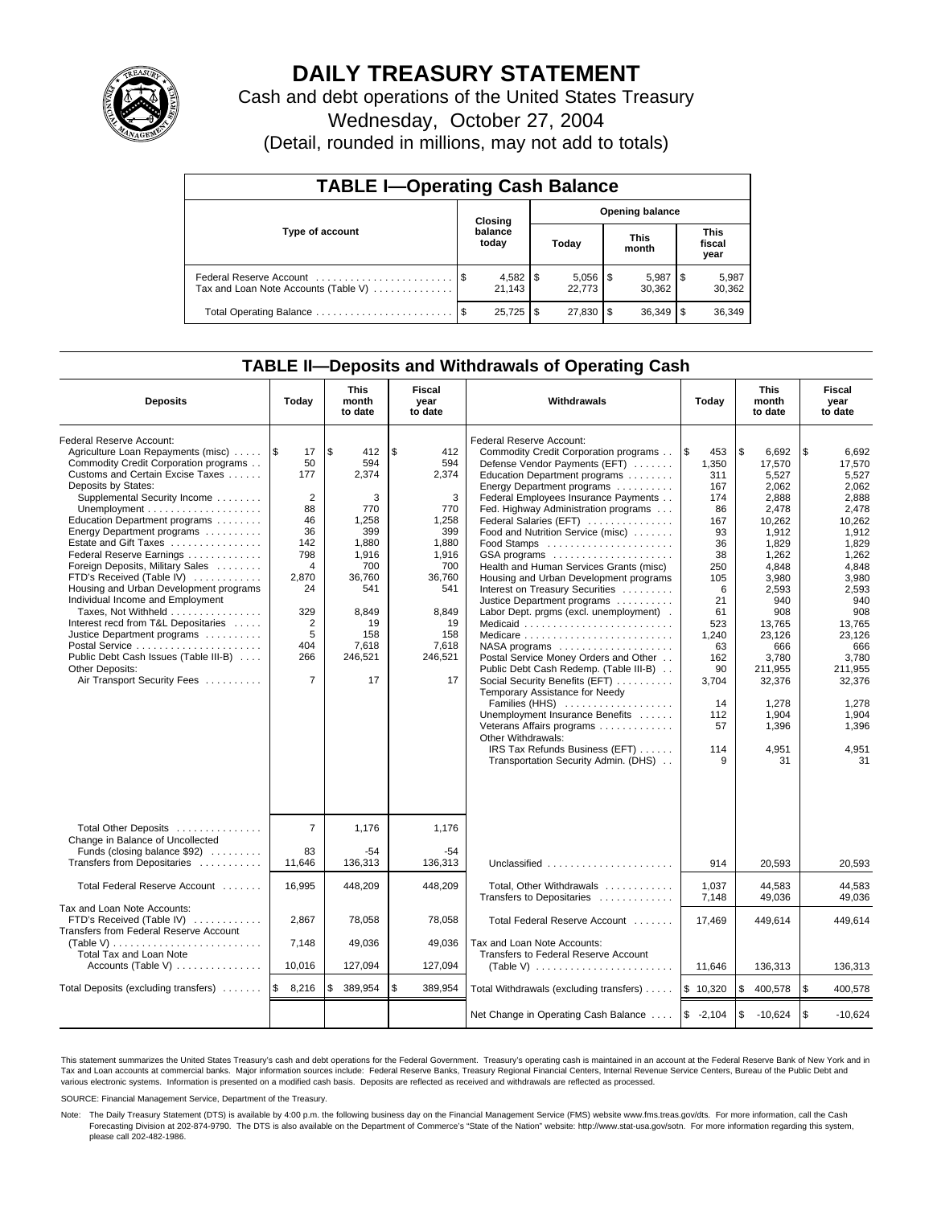# DAILY TREASURY STATEMENT

Cash and debt operations of the United States Treasury

Wednesday, October 27, 2004

(Detail, rounded in millions, may not add to totals)

## TABLE I—Operating Cash Balance

| Type of account | Closing balance today | Opening balance Today | Opening balance This month | Opening balance This fiscal year |
|---|---|---|---|---|
| Federal Reserve Account | $ 4,582 | $ 5,056 | $ 5,987 | $ 5,987 |
| Tax and Loan Note Accounts (Table V) | 21,143 | 22,773 | 30,362 | 30,362 |
| Total Operating Balance | $ 25,725 | $ 27,830 | $ 36,349 | $ 36,349 |

## TABLE II—Deposits and Withdrawals of Operating Cash

| Deposits | Today | This month to date | Fiscal year to date |
|---|---|---|---|
| Federal Reserve Account: | | | |
| Agriculture Loan Repayments (misc) | $ 17 | $ 412 | $ 412 |
| Commodity Credit Corporation programs | 50 | 594 | 594 |
| Customs and Certain Excise Taxes | 177 | 2,374 | 2,374 |
| Deposits by States: | | | |
| Supplemental Security Income | 2 | 3 | 3 |
| Unemployment | 88 | 770 | 770 |
| Education Department programs | 46 | 1,258 | 1,258 |
| Energy Department programs | 36 | 399 | 399 |
| Estate and Gift Taxes | 142 | 1,880 | 1,880 |
| Federal Reserve Earnings | 798 | 1,916 | 1,916 |
| Foreign Deposits, Military Sales | 4 | 700 | 700 |
| FTD's Received (Table IV) | 2,870 | 36,760 | 36,760 |
| Housing and Urban Development programs | 24 | 541 | 541 |
| Individual Income and Employment Taxes, Not Withheld | 329 | 8,849 | 8,849 |
| Interest recd from T&L Depositaries | 2 | 19 | 19 |
| Justice Department programs | 5 | 158 | 158 |
| Postal Service | 404 | 7,618 | 7,618 |
| Public Debt Cash Issues (Table III-B) | 266 | 246,521 | 246,521 |
| Other Deposits: | | | |
| Air Transport Security Fees | 7 | 17 | 17 |
| Total Other Deposits | 7 | 1,176 | 1,176 |
| Change in Balance of Uncollected Funds (closing balance $92) | 83 | -54 | -54 |
| Transfers from Depositaries | 11,646 | 136,313 | 136,313 |
| Total Federal Reserve Account | 16,995 | 448,209 | 448,209 |
| Tax and Loan Note Accounts: | | | |
| FTD's Received (Table IV) | 2,867 | 78,058 | 78,058 |
| Transfers from Federal Reserve Account (Table V) | 7,148 | 49,036 | 49,036 |
| Total Tax and Loan Note Accounts (Table V) | 10,016 | 127,094 | 127,094 |
| Total Deposits (excluding transfers) | $ 8,216 | $ 389,954 | $ 389,954 |

| Withdrawals | Today | This month to date | Fiscal year to date |
|---|---|---|---|
| Federal Reserve Account: | | | |
| Commodity Credit Corporation programs | $ 453 | $ 6,692 | $ 6,692 |
| Defense Vendor Payments (EFT) | 1,350 | 17,570 | 17,570 |
| Education Department programs | 311 | 5,527 | 5,527 |
| Energy Department programs | 167 | 2,062 | 2,062 |
| Federal Employees Insurance Payments | 174 | 2,888 | 2,888 |
| Fed. Highway Administration programs | 86 | 2,478 | 2,478 |
| Federal Salaries (EFT) | 167 | 10,262 | 10,262 |
| Food and Nutrition Service (misc) | 93 | 1,912 | 1,912 |
| Food Stamps | 36 | 1,829 | 1,829 |
| GSA programs | 38 | 1,262 | 1,262 |
| Health and Human Services Grants (misc) | 250 | 4,848 | 4,848 |
| Housing and Urban Development programs | 105 | 3,980 | 3,980 |
| Interest on Treasury Securities | 6 | 2,593 | 2,593 |
| Justice Department programs | 21 | 940 | 940 |
| Labor Dept. prgms (excl. unemployment) | 61 | 908 | 908 |
| Medicaid | 523 | 13,765 | 13,765 |
| Medicare | 1,240 | 23,126 | 23,126 |
| NASA programs | 63 | 666 | 666 |
| Postal Service Money Orders and Other | 162 | 3,780 | 3,780 |
| Public Debt Cash Redemp. (Table III-B) | 90 | 211,955 | 211,955 |
| Social Security Benefits (EFT) | 3,704 | 32,376 | 32,376 |
| Temporary Assistance for Needy Families (HHS) | 14 | 1,278 | 1,278 |
| Unemployment Insurance Benefits | 112 | 1,904 | 1,904 |
| Veterans Affairs programs | 57 | 1,396 | 1,396 |
| Other Withdrawals: | | | |
| IRS Tax Refunds Business (EFT) | 114 | 4,951 | 4,951 |
| Transportation Security Admin. (DHS) | 9 | 31 | 31 |
| Unclassified | 914 | 20,593 | 20,593 |
| Total, Other Withdrawals | 1,037 | 44,583 | 44,583 |
| Transfers to Depositaries | 7,148 | 49,036 | 49,036 |
| Total Federal Reserve Account | 17,469 | 449,614 | 449,614 |
| Tax and Loan Note Accounts: | | | |
| Transfers to Federal Reserve Account (Table V) | 11,646 | 136,313 | 136,313 |
| Total Withdrawals (excluding transfers) | $ 10,320 | $ 400,578 | $ 400,578 |
| Net Change in Operating Cash Balance | $ -2,104 | $ -10,624 | $ -10,624 |

This statement summarizes the United States Treasury's cash and debt operations for the Federal Government. Treasury's operating cash is maintained in an account at the Federal Reserve Bank of New York and in Tax and Loan accounts at commercial banks. Major information sources include: Federal Reserve Banks, Treasury Regional Financial Centers, Internal Revenue Service Centers, Bureau of the Public Debt and various electronic systems. Information is presented on a modified cash basis. Deposits are reflected as received and withdrawals are reflected as processed.

SOURCE: Financial Management Service, Department of the Treasury.

Note: The Daily Treasury Statement (DTS) is available by 4:00 p.m. the following business day on the Financial Management Service (FMS) website www.fms.treas.gov/dts. For more information, call the Cash Forecasting Division at 202-874-9790. The DTS is also available on the Department of Commerce's "State of the Nation" website: http://www.stat-usa.gov/sotn. For more information regarding this system, please call 202-482-1986.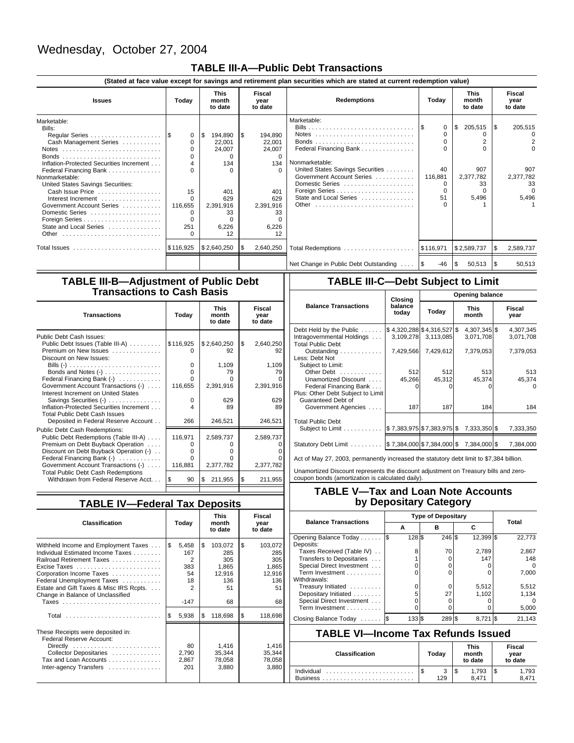Wednesday, October 27, 2004

## TABLE III-A—Public Debt Transactions

(Stated at face value except for savings and retirement plan securities which are stated at current redemption value)

| Issues | Today | This month to date | Fiscal year to date |
|---|---|---|---|
| Marketable: | | | |
| Bills: | | | |
| Regular Series | $ 0 | $ 194,890 | $ 194,890 |
| Cash Management Series | 0 | 22,001 | 22,001 |
| Notes | 0 | 24,007 | 24,007 |
| Bonds | 0 | 0 | 0 |
| Inflation-Protected Securities Increment | 4 | 134 | 134 |
| Federal Financing Bank | 0 | 0 | 0 |
| Nonmarketable: | | | |
| United States Savings Securities: | | | |
| Cash Issue Price | 15 | 401 | 401 |
| Interest Increment | 0 | 629 | 629 |
| Government Account Series | 116,655 | 2,391,916 | 2,391,916 |
| Domestic Series | 0 | 33 | 33 |
| Foreign Series | 0 | 0 | 0 |
| State and Local Series | 251 | 6,226 | 6,226 |
| Other | 0 | 12 | 12 |
| Total Issues | $116,925 | $2,640,250 | $ 2,640,250 |

| Redemptions | Today | This month to date | Fiscal year to date |
|---|---|---|---|
| Marketable: | | | |
| Bills | $ 0 | $ 205,515 | $ 205,515 |
| Notes | 0 | 0 | 0 |
| Bonds | 0 | 2 | 2 |
| Federal Financing Bank | 0 | 0 | 0 |
| Nonmarketable: | | | |
| United States Savings Securities | 40 | 907 | 907 |
| Government Account Series | 116,881 | 2,377,782 | 2,377,782 |
| Domestic Series | 0 | 33 | 33 |
| Foreign Series | 0 | 0 | 0 |
| State and Local Series | 51 | 5,496 | 5,496 |
| Other | 0 | 1 | 1 |
| Total Redemptions | $116,971 | $2,589,737 | $ 2,589,737 |
| Net Change in Public Debt Outstanding | $ -46 | $ 50,513 | $ 50,513 |

## TABLE III-B—Adjustment of Public Debt Transactions to Cash Basis

| Transactions | Today | This month to date | Fiscal year to date |
|---|---|---|---|
| Public Debt Cash Issues: | | | |
| Public Debt Issues (Table III-A) | $116,925 | $2,640,250 | $ 2,640,250 |
| Premium on New Issues | 0 | 92 | 92 |
| Discount on New Issues: | | | |
| Bills (-) | 0 | 1,109 | 1,109 |
| Bonds and Notes (-) | 0 | 79 | 79 |
| Federal Financing Bank (-) | 0 | 0 | 0 |
| Government Account Transactions (-) | 116,655 | 2,391,916 | 2,391,916 |
| Interest Increment on United States Savings Securities (-) | 0 | 629 | 629 |
| Inflation-Protected Securities Increment | 4 | 89 | 89 |
| Total Public Debt Cash Issues Deposited in Federal Reserve Account | 266 | 246,521 | 246,521 |
| Public Debt Cash Redemptions: | | | |
| Public Debt Redemptions (Table III-A) | 116,971 | 2,589,737 | 2,589,737 |
| Premium on Debt Buyback Operation | 0 | 0 | 0 |
| Discount on Debt Buyback Operation (-) | 0 | 0 | 0 |
| Federal Financing Bank (-) | 0 | 0 | 0 |
| Government Account Transactions (-) | 116,881 | 2,377,782 | 2,377,782 |
| Total Public Debt Cash Redemptions Withdrawn from Federal Reserve Acct. | $ 90 | $ 211,955 | $ 211,955 |

## TABLE III-C—Debt Subject to Limit

| Balance Transactions | Closing balance today | Opening balance Today | This month | Fiscal year |
|---|---|---|---|---|
| Debt Held by the Public | $ 4,320,288 | $ 4,316,527 | $ 4,307,345 | $ 4,307,345 |
| Intragovernmental Holdings | 3,109,278 | 3,113,085 | 3,071,708 | 3,071,708 |
| Total Public Debt Outstanding | 7,429,566 | 7,429,612 | 7,379,053 | 7,379,053 |
| Less: Debt Not Subject to Limit: | | | | |
| Other Debt | 512 | 512 | 513 | 513 |
| Unamortized Discount | 45,266 | 45,312 | 45,374 | 45,374 |
| Federal Financing Bank | 0 | 0 | 0 | 0 |
| Plus: Other Debt Subject to Limit Guaranteed Debt of Government Agencies | 187 | 187 | 184 | 184 |
| Total Public Debt Subject to Limit | $ 7,383,975 | $ 7,383,975 | $ 7,333,350 | $ 7,333,350 |
| Statutory Debt Limit | $ 7,384,000 | $ 7,384,000 | $ 7,384,000 | $ 7,384,000 |

Act of May 27, 2003, permanently increased the statutory debt limit to $7,384 billion.

Unamortized Discount represents the discount adjustment on Treasury bills and zero-coupon bonds (amortization is calculated daily).

## TABLE IV—Federal Tax Deposits

| Classification | Today | This month to date | Fiscal year to date |
|---|---|---|---|
| Withheld Income and Employment Taxes | $ 5,458 | $ 103,072 | $ 103,072 |
| Individual Estimated Income Taxes | 167 | 285 | 285 |
| Railroad Retirement Taxes | 2 | 305 | 305 |
| Excise Taxes | 383 | 1,865 | 1,865 |
| Corporation Income Taxes | 54 | 12,916 | 12,916 |
| Federal Unemployment Taxes | 18 | 136 | 136 |
| Estate and Gift Taxes & Misc IRS Rcpts. | 2 | 51 | 51 |
| Change in Balance of Unclassified Taxes | -147 | 68 | 68 |
| Total | $ 5,938 | $ 118,698 | $ 118,698 |
| These Receipts were deposited in: | | | |
| Federal Reserve Account: | | | |
| Directly | 80 | 1,416 | 1,416 |
| Collector Depositaries | 2,790 | 35,344 | 35,344 |
| Tax and Loan Accounts | 2,867 | 78,058 | 78,058 |
| Inter-agency Transfers | 201 | 3,880 | 3,880 |

## TABLE V—Tax and Loan Note Accounts by Depositary Category

| Balance Transactions | Type of Depositary A | B | C | Total |
|---|---|---|---|---|
| Opening Balance Today | $ 128 | $ 246 | $ 12,399 | $ 22,773 |
| Deposits: | | | | |
| Taxes Received (Table IV) | 8 | 70 | 2,789 | 2,867 |
| Transfers to Depositaries | 1 | 0 | 147 | 148 |
| Special Direct Investment | 0 | 0 | 0 | 0 |
| Term Investment | 0 | 0 | 0 | 7,000 |
| Withdrawals: | | | | |
| Treasury Initiated | 0 | 0 | 5,512 | 5,512 |
| Depositary Initiated | 5 | 27 | 1,102 | 1,134 |
| Special Direct Investment | 0 | 0 | 0 | 0 |
| Term Investment | 0 | 0 | 0 | 5,000 |
| Closing Balance Today | $ 133 | $ 289 | $ 8,721 | $ 21,143 |

## TABLE VI—Income Tax Refunds Issued

| Classification | Today | This month to date | Fiscal year to date |
|---|---|---|---|
| Individual | $ 3 | $ 1,793 | $ 1,793 |
| Business | 129 | 8,471 | 8,471 |